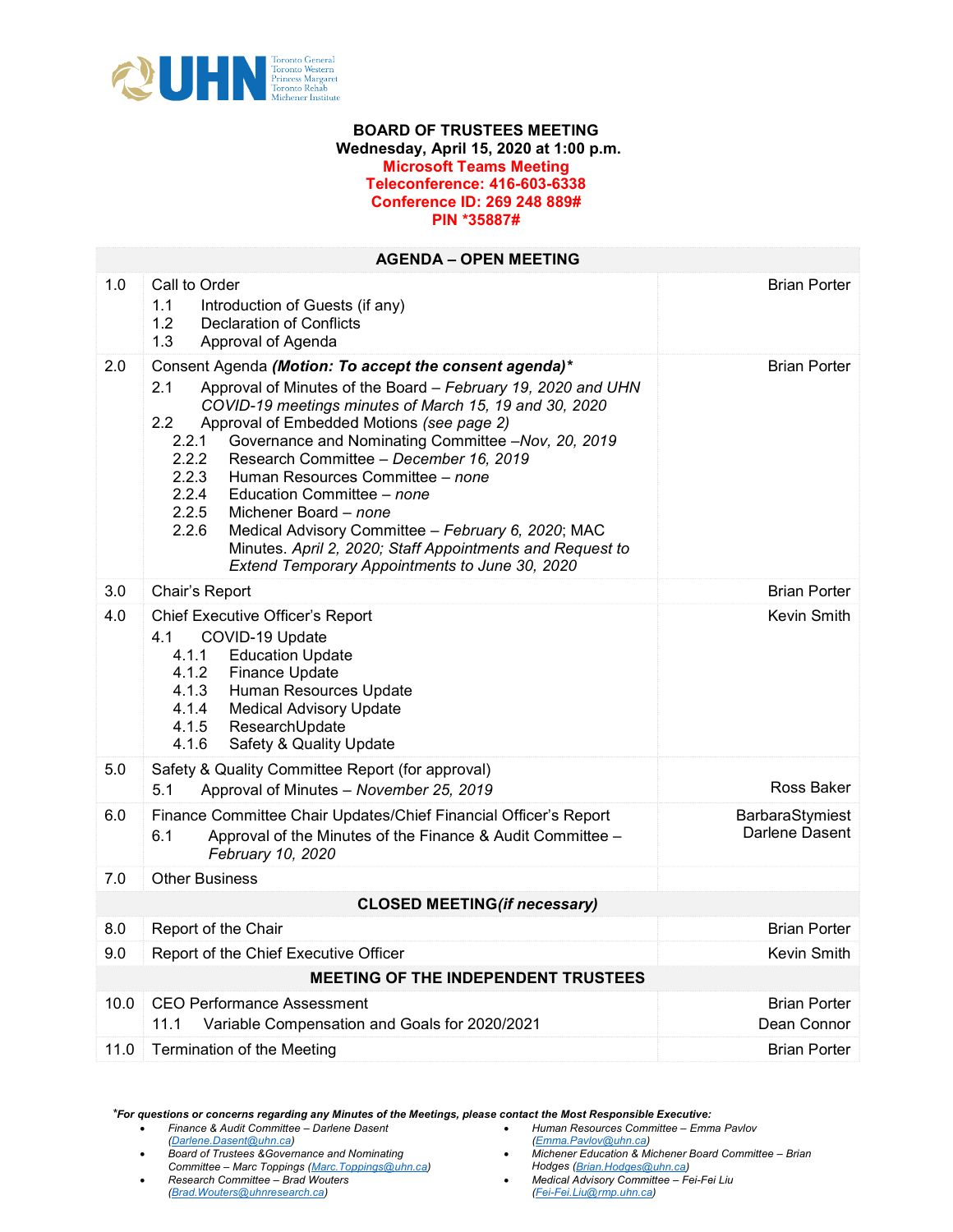UHN Toronto General Toronto Western Princess Margaret Toronto Rehab Michener Institute

**BOARD OF TRUSTEES MEETING**
**Wednesday, April 15, 2020 at 1:00 p.m.**
**Microsoft Teams Meeting**
**Teleconference: 416-603-6338**
**Conference ID: 269 248 889#**
**PIN *35887#**

| AGENDA – OPEN MEETING | | |
|---|---|---|
| 1.0 | Call to Order<br>1.1 Introduction of Guests (if any)<br>1.2 Declaration of Conflicts<br>1.3 Approval of Agenda | Brian Porter |
| 2.0 | Consent Agenda ***(Motion: To accept the consent agenda)****<br>2.1 Approval of Minutes of the Board – *February 19, 2020 and UHN COVID-19 meetings minutes of March 15, 19 and 30, 2020*<br>2.2 Approval of Embedded Motions *(see page 2)*<br>2.2.1 Governance and Nominating Committee –*Nov, 20, 2019*<br>2.2.2 Research Committee – *December 16, 2019*<br>2.2.3 Human Resources Committee – *none*<br>2.2.4 Education Committee – *none*<br>2.2.5 Michener Board – *none*<br>2.2.6 Medical Advisory Committee – *February 6, 2020*; MAC Minutes. *April 2, 2020; Staff Appointments and Request to Extend Temporary Appointments to June 30, 2020* | Brian Porter |
| 3.0 | Chair's Report | Brian Porter |
| 4.0 | Chief Executive Officer's Report<br>4.1 COVID-19 Update<br>4.1.1 Education Update<br>4.1.2 Finance Update<br>4.1.3 Human Resources Update<br>4.1.4 Medical Advisory Update<br>4.1.5 ResearchUpdate<br>4.1.6 Safety & Quality Update | Kevin Smith |
| 5.0 | Safety & Quality Committee Report (for approval)<br>5.1 Approval of Minutes – *November 25, 2019* | Ross Baker |
| 6.0 | Finance Committee Chair Updates/Chief Financial Officer's Report<br>6.1 Approval of the Minutes of the Finance & Audit Committee – *February 10, 2020* | BarbaraStymiest<br>Darlene Dasent |
| 7.0 | Other Business | |
| **CLOSED MEETING*(if necessary)*** | | |
| 8.0 | Report of the Chair | Brian Porter |
| 9.0 | Report of the Chief Executive Officer | Kevin Smith |
| **MEETING OF THE INDEPENDENT TRUSTEES** | | |
| 10.0 | CEO Performance Assessment<br>11.1 Variable Compensation and Goals for 2020/2021 | Brian Porter<br>Dean Connor |
| 11.0 | Termination of the Meeting | Brian Porter |

****For questions or concerns regarding any Minutes of the Meetings, please contact the Most Responsible Executive:***

- *Finance & Audit Committee – Darlene Dasent (Darlene.Dasent@uhn.ca)*
- *Board of Trustees &Governance and Nominating Committee – Marc Toppings (Marc.Toppings@uhn.ca)*
- *Research Committee – Brad Wouters (Brad.Wouters@uhnresearch.ca)*
- *Human Resources Committee – Emma Pavlov (Emma.Pavlov@uhn.ca)*
- *Michener Education & Michener Board Committee – Brian Hodges (Brian.Hodges@uhn.ca)*
- *Medical Advisory Committee – Fei-Fei Liu (Fei-Fei.Liu@rmp.uhn.ca)*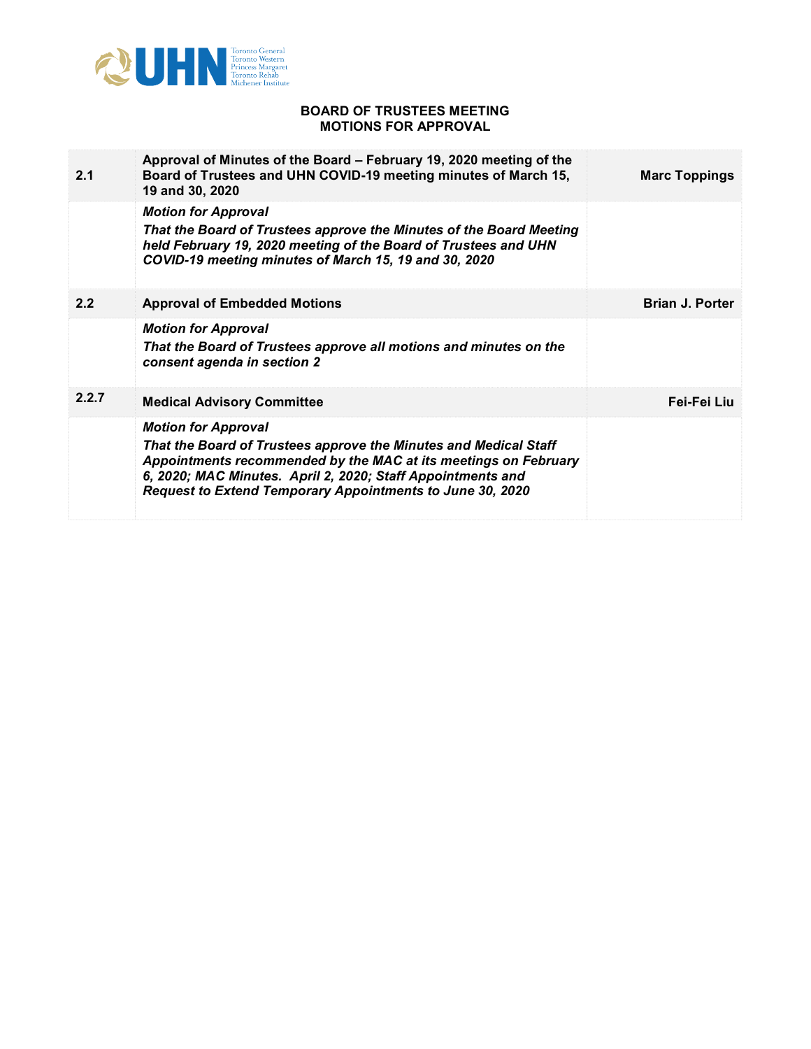**BOARD OF TRUSTEES MEETING**
**MOTIONS FOR APPROVAL**

| | | |
|---|---|---|
| **2.1** | **Approval of Minutes of the Board – February 19, 2020 meeting of the Board of Trustees and UHN COVID-19 meeting minutes of March 15, 19 and 30, 2020** | **Marc Toppings** |
| | ***Motion for Approval*** ***That the Board of Trustees approve the Minutes of the Board Meeting held February 19, 2020 meeting of the Board of Trustees and UHN COVID-19 meeting minutes of March 15, 19 and 30, 2020*** | |
| **2.2** | **Approval of Embedded Motions** | **Brian J. Porter** |
| | ***Motion for Approval*** ***That the Board of Trustees approve all motions and minutes on the consent agenda in section 2*** | |
| **2.2.7** | **Medical Advisory Committee** | **Fei-Fei Liu** |
| | ***Motion for Approval*** ***That the Board of Trustees approve the Minutes and Medical Staff Appointments recommended by the MAC at its meetings on February 6, 2020; MAC Minutes. April 2, 2020; Staff Appointments and Request to Extend Temporary Appointments to June 30, 2020*** | |